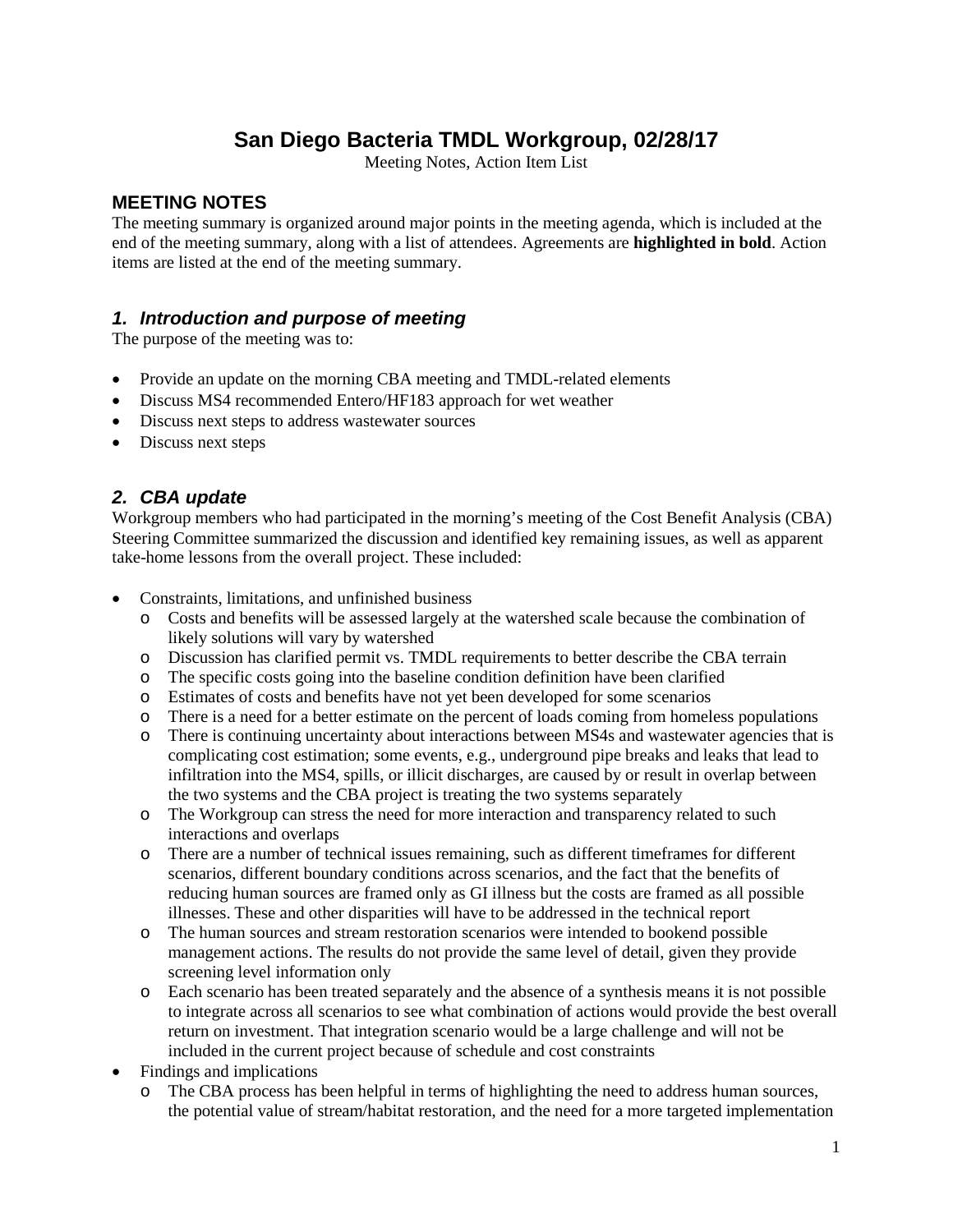# San Diego Bacteria TMDL Workgroup, 02/28/17

Meeting Notes, Action Item List

## MEETING NOTES

The meeting summary is organized around major points in the meeting agenda, which is included at the end of the meeting summary, along with a list of attendees. Agreements are **highlighted in bold**. Action items are listed at the end of the meeting summary.

### *1. Introduction and purpose of meeting*

The purpose of the meeting was to:

- Provide an update on the morning CBA meeting and TMDL-related elements
- Discuss MS4 recommended Entero/HF183 approach for wet weather
- Discuss next steps to address wastewater sources
- Discuss next steps

### *2. CBA update*

Workgroup members who had participated in the morning's meeting of the Cost Benefit Analysis (CBA) Steering Committee summarized the discussion and identified key remaining issues, as well as apparent take-home lessons from the overall project. These included:

- Constraints, limitations, and unfinished business
  - Costs and benefits will be assessed largely at the watershed scale because the combination of likely solutions will vary by watershed
  - Discussion has clarified permit vs. TMDL requirements to better describe the CBA terrain
  - The specific costs going into the baseline condition definition have been clarified
  - Estimates of costs and benefits have not yet been developed for some scenarios
  - There is a need for a better estimate on the percent of loads coming from homeless populations
  - There is continuing uncertainty about interactions between MS4s and wastewater agencies that is complicating cost estimation; some events, e.g., underground pipe breaks and leaks that lead to infiltration into the MS4, spills, or illicit discharges, are caused by or result in overlap between the two systems and the CBA project is treating the two systems separately
  - The Workgroup can stress the need for more interaction and transparency related to such interactions and overlaps
  - There are a number of technical issues remaining, such as different timeframes for different scenarios, different boundary conditions across scenarios, and the fact that the benefits of reducing human sources are framed only as GI illness but the costs are framed as all possible illnesses. These and other disparities will have to be addressed in the technical report
  - The human sources and stream restoration scenarios were intended to bookend possible management actions. The results do not provide the same level of detail, given they provide screening level information only
  - Each scenario has been treated separately and the absence of a synthesis means it is not possible to integrate across all scenarios to see what combination of actions would provide the best overall return on investment. That integration scenario would be a large challenge and will not be included in the current project because of schedule and cost constraints
- Findings and implications
  - The CBA process has been helpful in terms of highlighting the need to address human sources, the potential value of stream/habitat restoration, and the need for a more targeted implementation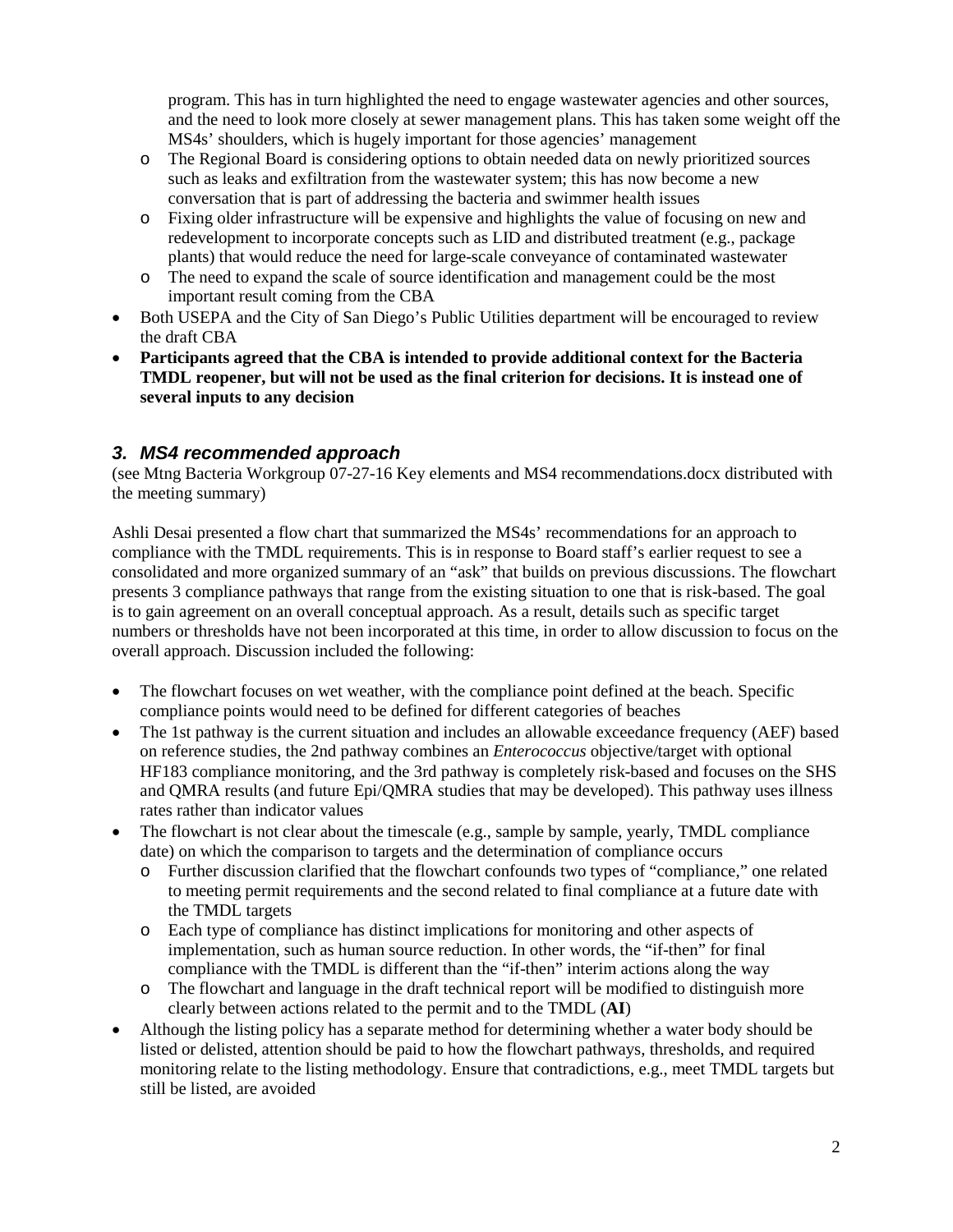program. This has in turn highlighted the need to engage wastewater agencies and other sources, and the need to look more closely at sewer management plans. This has taken some weight off the MS4s' shoulders, which is hugely important for those agencies' management

  - The Regional Board is considering options to obtain needed data on newly prioritized sources such as leaks and exfiltration from the wastewater system; this has now become a new conversation that is part of addressing the bacteria and swimmer health issues
  - Fixing older infrastructure will be expensive and highlights the value of focusing on new and redevelopment to incorporate concepts such as LID and distributed treatment (e.g., package plants) that would reduce the need for large-scale conveyance of contaminated wastewater
  - The need to expand the scale of source identification and management could be the most important result coming from the CBA
- Both USEPA and the City of San Diego's Public Utilities department will be encouraged to review the draft CBA
- **Participants agreed that the CBA is intended to provide additional context for the Bacteria TMDL reopener, but will not be used as the final criterion for decisions. It is instead one of several inputs to any decision**

### *3. MS4 recommended approach*

(see Mtng Bacteria Workgroup 07-27-16 Key elements and MS4 recommendations.docx distributed with the meeting summary)

Ashli Desai presented a flow chart that summarized the MS4s' recommendations for an approach to compliance with the TMDL requirements. This is in response to Board staff's earlier request to see a consolidated and more organized summary of an "ask" that builds on previous discussions. The flowchart presents 3 compliance pathways that range from the existing situation to one that is risk-based. The goal is to gain agreement on an overall conceptual approach. As a result, details such as specific target numbers or thresholds have not been incorporated at this time, in order to allow discussion to focus on the overall approach. Discussion included the following:

- The flowchart focuses on wet weather, with the compliance point defined at the beach. Specific compliance points would need to be defined for different categories of beaches
- The 1st pathway is the current situation and includes an allowable exceedance frequency (AEF) based on reference studies, the 2nd pathway combines an *Enterococcus* objective/target with optional HF183 compliance monitoring, and the 3rd pathway is completely risk-based and focuses on the SHS and QMRA results (and future Epi/QMRA studies that may be developed). This pathway uses illness rates rather than indicator values
- The flowchart is not clear about the timescale (e.g., sample by sample, yearly, TMDL compliance date) on which the comparison to targets and the determination of compliance occurs
  - Further discussion clarified that the flowchart confounds two types of "compliance," one related to meeting permit requirements and the second related to final compliance at a future date with the TMDL targets
  - Each type of compliance has distinct implications for monitoring and other aspects of implementation, such as human source reduction. In other words, the "if-then" for final compliance with the TMDL is different than the "if-then" interim actions along the way
  - The flowchart and language in the draft technical report will be modified to distinguish more clearly between actions related to the permit and to the TMDL (**AI**)
- Although the listing policy has a separate method for determining whether a water body should be listed or delisted, attention should be paid to how the flowchart pathways, thresholds, and required monitoring relate to the listing methodology. Ensure that contradictions, e.g., meet TMDL targets but still be listed, are avoided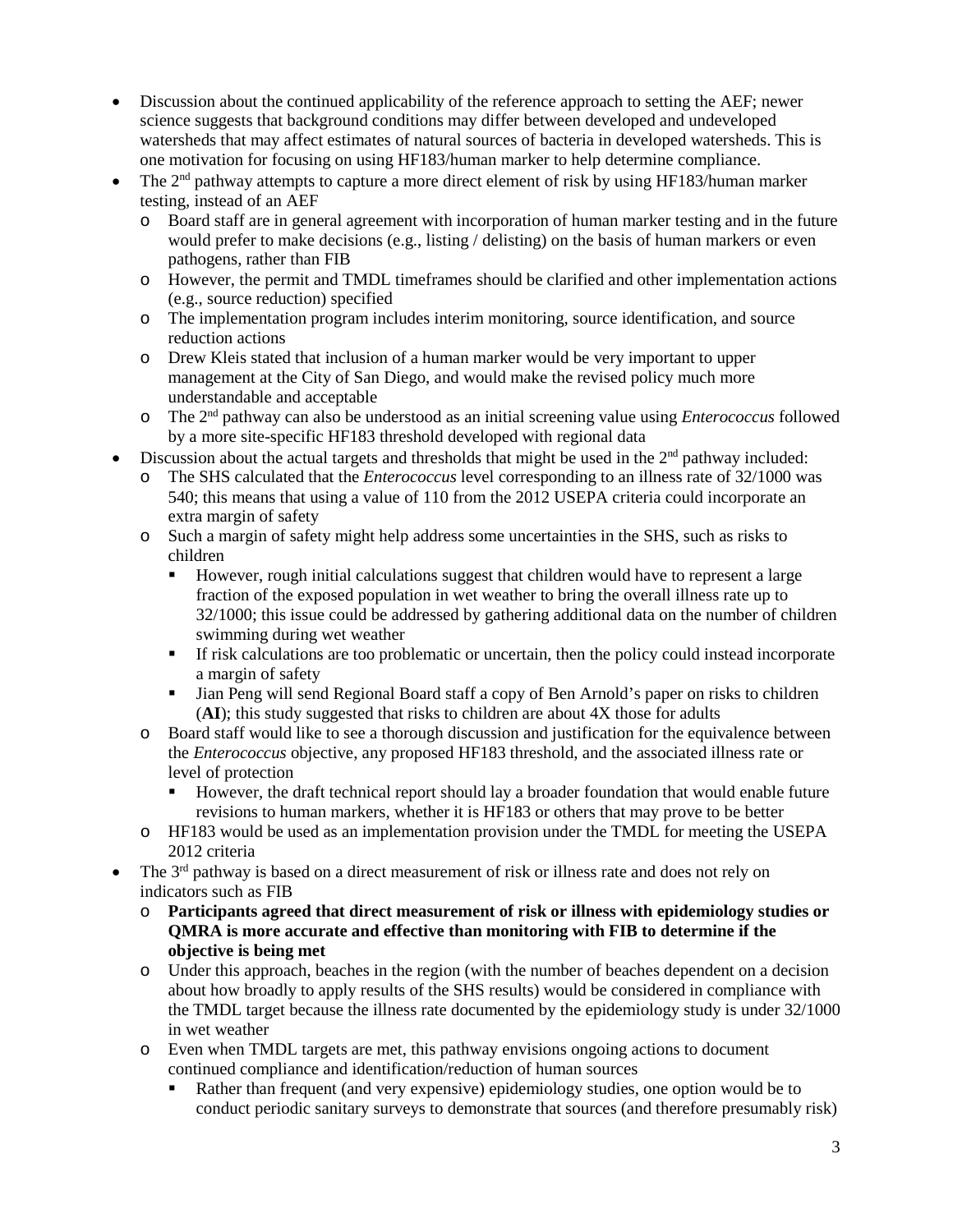- Discussion about the continued applicability of the reference approach to setting the AEF; newer science suggests that background conditions may differ between developed and undeveloped watersheds that may affect estimates of natural sources of bacteria in developed watersheds. This is one motivation for focusing on using HF183/human marker to help determine compliance.
- The 2nd pathway attempts to capture a more direct element of risk by using HF183/human marker testing, instead of an AEF
  - Board staff are in general agreement with incorporation of human marker testing and in the future would prefer to make decisions (e.g., listing / delisting) on the basis of human markers or even pathogens, rather than FIB
  - However, the permit and TMDL timeframes should be clarified and other implementation actions (e.g., source reduction) specified
  - The implementation program includes interim monitoring, source identification, and source reduction actions
  - Drew Kleis stated that inclusion of a human marker would be very important to upper management at the City of San Diego, and would make the revised policy much more understandable and acceptable
  - The 2nd pathway can also be understood as an initial screening value using *Enterococcus* followed by a more site-specific HF183 threshold developed with regional data
- Discussion about the actual targets and thresholds that might be used in the 2nd pathway included:
  - The SHS calculated that the *Enterococcus* level corresponding to an illness rate of 32/1000 was 540; this means that using a value of 110 from the 2012 USEPA criteria could incorporate an extra margin of safety
  - Such a margin of safety might help address some uncertainties in the SHS, such as risks to children
    - However, rough initial calculations suggest that children would have to represent a large fraction of the exposed population in wet weather to bring the overall illness rate up to 32/1000; this issue could be addressed by gathering additional data on the number of children swimming during wet weather
    - If risk calculations are too problematic or uncertain, then the policy could instead incorporate a margin of safety
    - Jian Peng will send Regional Board staff a copy of Ben Arnold's paper on risks to children (**AI**); this study suggested that risks to children are about 4X those for adults
  - Board staff would like to see a thorough discussion and justification for the equivalence between the *Enterococcus* objective, any proposed HF183 threshold, and the associated illness rate or level of protection
    - However, the draft technical report should lay a broader foundation that would enable future revisions to human markers, whether it is HF183 or others that may prove to be better
  - HF183 would be used as an implementation provision under the TMDL for meeting the USEPA 2012 criteria
- The 3rd pathway is based on a direct measurement of risk or illness rate and does not rely on indicators such as FIB
  - **Participants agreed that direct measurement of risk or illness with epidemiology studies or QMRA is more accurate and effective than monitoring with FIB to determine if the objective is being met**
  - Under this approach, beaches in the region (with the number of beaches dependent on a decision about how broadly to apply results of the SHS results) would be considered in compliance with the TMDL target because the illness rate documented by the epidemiology study is under 32/1000 in wet weather
  - Even when TMDL targets are met, this pathway envisions ongoing actions to document continued compliance and identification/reduction of human sources
    - Rather than frequent (and very expensive) epidemiology studies, one option would be to conduct periodic sanitary surveys to demonstrate that sources (and therefore presumably risk)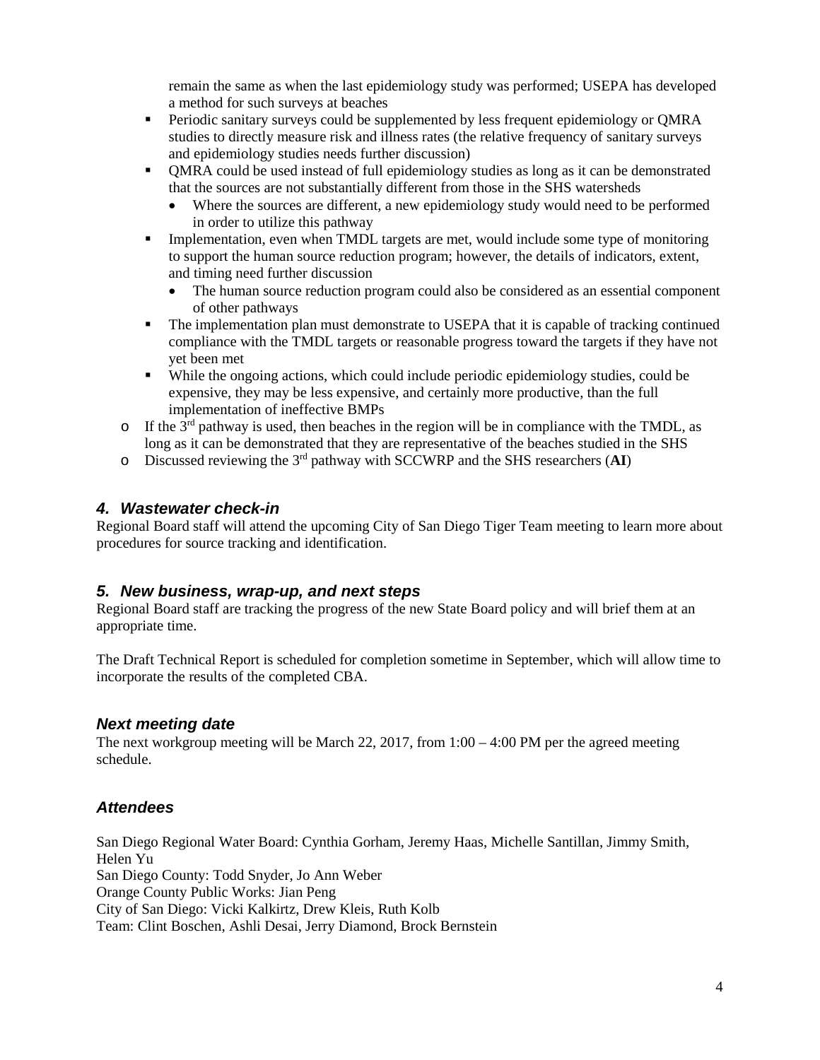remain the same as when the last epidemiology study was performed; USEPA has developed a method for such surveys at beaches

- Periodic sanitary surveys could be supplemented by less frequent epidemiology or QMRA studies to directly measure risk and illness rates (the relative frequency of sanitary surveys and epidemiology studies needs further discussion)
- QMRA could be used instead of full epidemiology studies as long as it can be demonstrated that the sources are not substantially different from those in the SHS watersheds
  - Where the sources are different, a new epidemiology study would need to be performed in order to utilize this pathway
- Implementation, even when TMDL targets are met, would include some type of monitoring to support the human source reduction program; however, the details of indicators, extent, and timing need further discussion
  - The human source reduction program could also be considered as an essential component of other pathways
- The implementation plan must demonstrate to USEPA that it is capable of tracking continued compliance with the TMDL targets or reasonable progress toward the targets if they have not yet been met
- While the ongoing actions, which could include periodic epidemiology studies, could be expensive, they may be less expensive, and certainly more productive, than the full implementation of ineffective BMPs

- If the 3rd pathway is used, then beaches in the region will be in compliance with the TMDL, as long as it can be demonstrated that they are representative of the beaches studied in the SHS
- Discussed reviewing the 3rd pathway with SCCWRP and the SHS researchers (**AI**)

### *4. Wastewater check-in*

Regional Board staff will attend the upcoming City of San Diego Tiger Team meeting to learn more about procedures for source tracking and identification.

### *5. New business, wrap-up, and next steps*

Regional Board staff are tracking the progress of the new State Board policy and will brief them at an appropriate time.

The Draft Technical Report is scheduled for completion sometime in September, which will allow time to incorporate the results of the completed CBA.

### *Next meeting date*

The next workgroup meeting will be March 22, 2017, from 1:00 – 4:00 PM per the agreed meeting schedule.

### *Attendees*

San Diego Regional Water Board: Cynthia Gorham, Jeremy Haas, Michelle Santillan, Jimmy Smith, Helen Yu
San Diego County: Todd Snyder, Jo Ann Weber
Orange County Public Works: Jian Peng
City of San Diego: Vicki Kalkirtz, Drew Kleis, Ruth Kolb
Team: Clint Boschen, Ashli Desai, Jerry Diamond, Brock Bernstein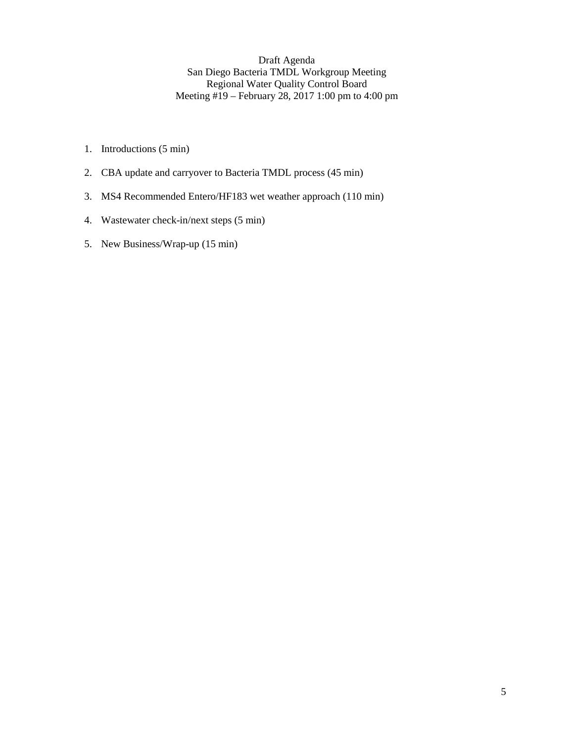Draft Agenda
San Diego Bacteria TMDL Workgroup Meeting
Regional Water Quality Control Board
Meeting #19 – February 28, 2017 1:00 pm to 4:00 pm

1. Introductions (5 min)
2. CBA update and carryover to Bacteria TMDL process (45 min)
3. MS4 Recommended Entero/HF183 wet weather approach (110 min)
4. Wastewater check-in/next steps (5 min)
5. New Business/Wrap-up (15 min)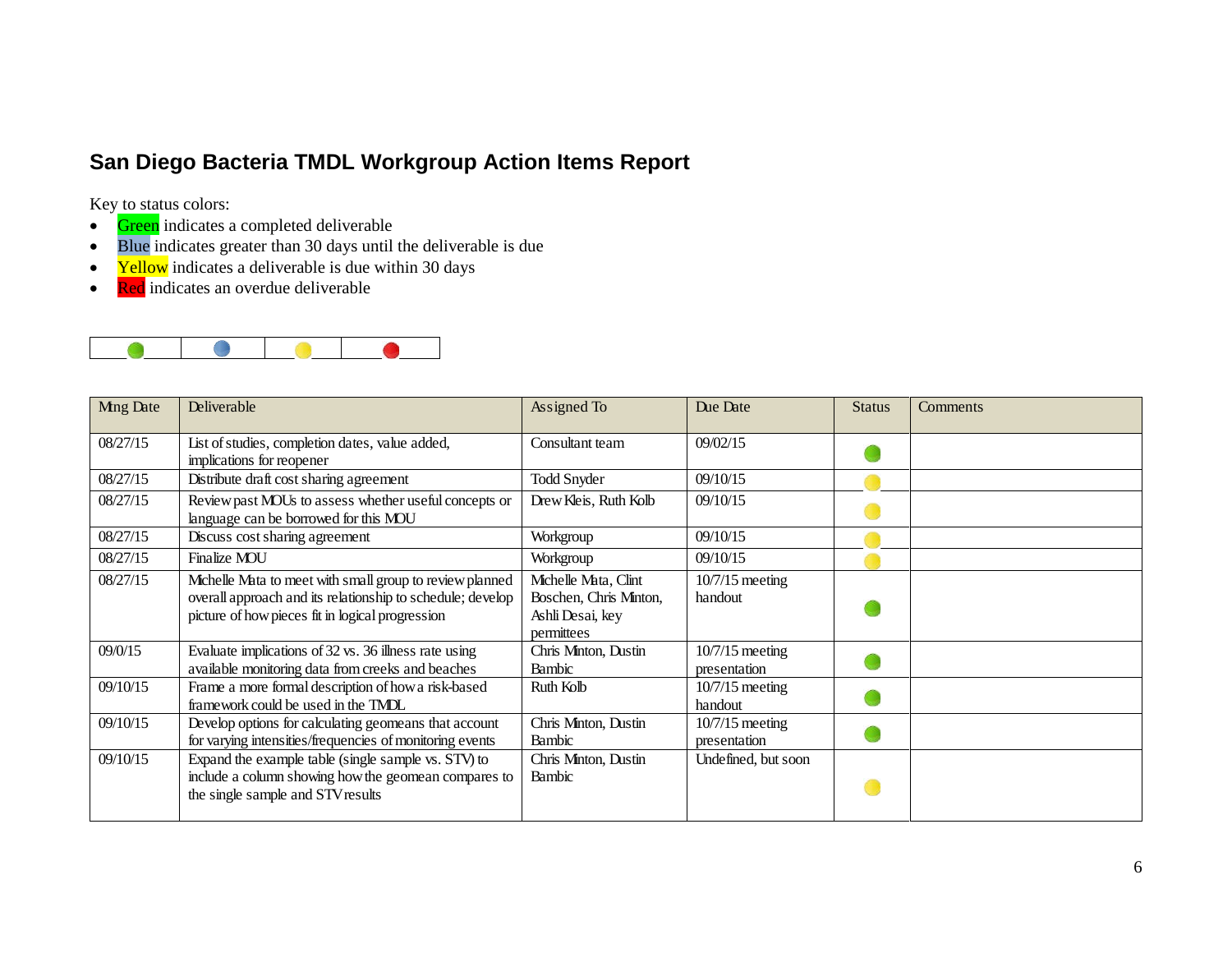## San Diego Bacteria TMDL Workgroup Action Items Report

Key to status colors:

- Green indicates a completed deliverable
- Blue indicates greater than 30 days until the deliverable is due
- Yellow indicates a deliverable is due within 30 days
- Red indicates an overdue deliverable

| Green | Blue | Yellow | Red |
|---|---|---|---|

| Mtng Date | Deliverable | Assigned To | Due Date | Status | Comments |
|---|---|---|---|---|---|
| 08/27/15 | List of studies, completion dates, value added, implications for reopener | Consultant team | 09/02/15 | Green | |
| 08/27/15 | Distribute draft cost sharing agreement | Todd Snyder | 09/10/15 | Yellow | |
| 08/27/15 | Review past MOUs to assess whether useful concepts or language can be borrowed for this MOU | Drew Kleis, Ruth Kolb | 09/10/15 | Yellow | |
| 08/27/15 | Discuss cost sharing agreement | Workgroup | 09/10/15 | Yellow | |
| 08/27/15 | Finalize MOU | Workgroup | 09/10/15 | Yellow | |
| 08/27/15 | Michelle Mata to meet with small group to review planned overall approach and its relationship to schedule; develop picture of how pieces fit in logical progression | Michelle Mata, Clint Boschen, Chris Minton, Ashli Desai, key permittees | 10/7/15 meeting handout | Green | |
| 09/0/15 | Evaluate implications of 32 vs. 36 illness rate using available monitoring data from creeks and beaches | Chris Minton, Dustin Bambic | 10/7/15 meeting presentation | Green | |
| 09/10/15 | Frame a more formal description of how a risk-based framework could be used in the TMDL | Ruth Kolb | 10/7/15 meeting handout | Green | |
| 09/10/15 | Develop options for calculating geomeans that account for varying intensities/frequencies of monitoring events | Chris Minton, Dustin Bambic | 10/7/15 meeting presentation | Green | |
| 09/10/15 | Expand the example table (single sample vs. STV) to include a column showing how the geomean compares to the single sample and STV results | Chris Minton, Dustin Bambic | Undefined, but soon | Yellow | |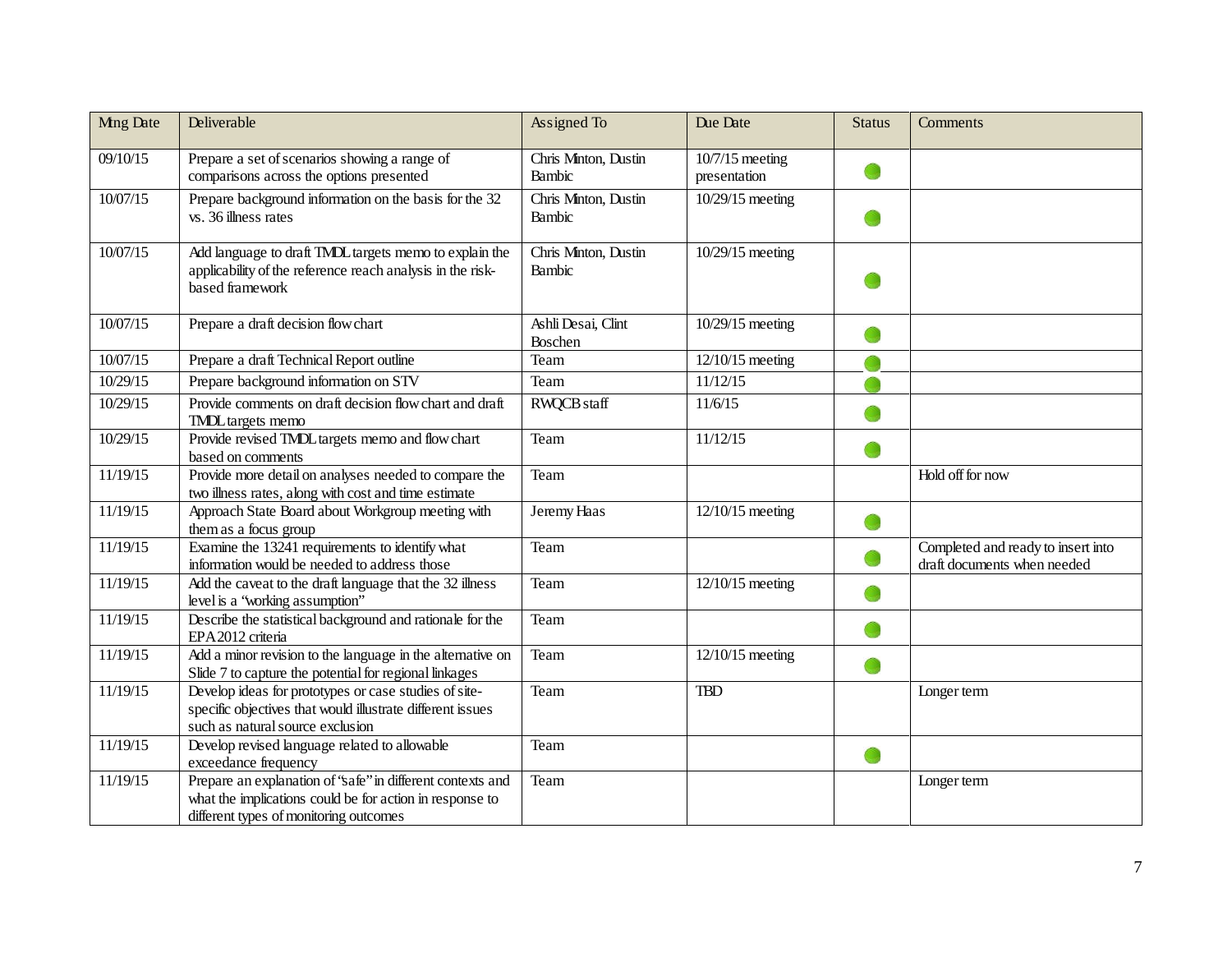| Mtng Date | Deliverable | Assigned To | Due Date | Status | Comments |
|---|---|---|---|---|---|
| 09/10/15 | Prepare a set of scenarios showing a range of comparisons across the options presented | Chris Minton, Dustin Bambic | 10/7/15 meeting presentation | ● | |
| 10/07/15 | Prepare background information on the basis for the 32 vs. 36 illness rates | Chris Minton, Dustin Bambic | 10/29/15 meeting | ● | |
| 10/07/15 | Add language to draft TMDL targets memo to explain the applicability of the reference reach analysis in the risk-based framework | Chris Minton, Dustin Bambic | 10/29/15 meeting | ● | |
| 10/07/15 | Prepare a draft decision flow chart | Ashli Desai, Clint Boschen | 10/29/15 meeting | ● | |
| 10/07/15 | Prepare a draft Technical Report outline | Team | 12/10/15 meeting | ● | |
| 10/29/15 | Prepare background information on STV | Team | 11/12/15 | ● | |
| 10/29/15 | Provide comments on draft decision flow chart and draft TMDL targets memo | RWQCB staff | 11/6/15 | ● | |
| 10/29/15 | Provide revised TMDL targets memo and flow chart based on comments | Team | 11/12/15 | ● | |
| 11/19/15 | Provide more detail on analyses needed to compare the two illness rates, along with cost and time estimate | Team | | | Hold off for now |
| 11/19/15 | Approach State Board about Workgroup meeting with them as a focus group | Jeremy Haas | 12/10/15 meeting | ● | |
| 11/19/15 | Examine the 13241 requirements to identify what information would be needed to address those | Team | | ● | Completed and ready to insert into draft documents when needed |
| 11/19/15 | Add the caveat to the draft language that the 32 illness level is a "working assumption" | Team | 12/10/15 meeting | ● | |
| 11/19/15 | Describe the statistical background and rationale for the EPA 2012 criteria | Team | | ● | |
| 11/19/15 | Add a minor revision to the language in the alternative on Slide 7 to capture the potential for regional linkages | Team | 12/10/15 meeting | ● | |
| 11/19/15 | Develop ideas for prototypes or case studies of site-specific objectives that would illustrate different issues such as natural source exclusion | Team | TBD | | Longer term |
| 11/19/15 | Develop revised language related to allowable exceedance frequency | Team | | ● | |
| 11/19/15 | Prepare an explanation of "safe" in different contexts and what the implications could be for action in response to different types of monitoring outcomes | Team | | | Longer term |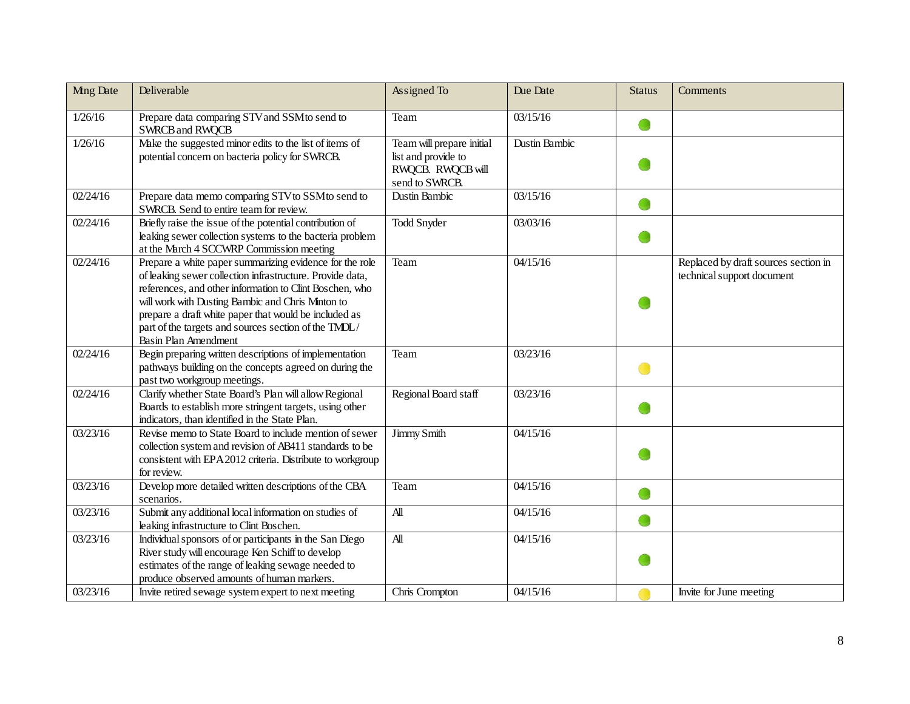| Mtng Date | Deliverable | Assigned To | Due Date | Status | Comments |
|---|---|---|---|---|---|
| 1/26/16 | Prepare data comparing STV and SSM to send to SWRCB and RWQCB | Team | 03/15/16 | | |
| 1/26/16 | Make the suggested minor edits to the list of items of potential concern on bacteria policy for SWRCB. | Team will prepare initial list and provide to RWQCB. RWQCB will send to SWRCB. | Dustin Bambic | | |
| 02/24/16 | Prepare data memo comparing STV to SSM to send to SWRCB. Send to entire team for review. | Dustin Bambic | 03/15/16 | | |
| 02/24/16 | Briefly raise the issue of the potential contribution of leaking sewer collection systems to the bacteria problem at the March 4 SCCWRP Commission meeting | Todd Snyder | 03/03/16 | | |
| 02/24/16 | Prepare a white paper summarizing evidence for the role of leaking sewer collection infrastructure. Provide data, references, and other information to Clint Boschen, who will work with Dusting Bambic and Chris Minton to prepare a draft white paper that would be included as part of the targets and sources section of the TMDL / Basin Plan Amendment | Team | 04/15/16 | | Replaced by draft sources section in technical support document |
| 02/24/16 | Begin preparing written descriptions of implementation pathways building on the concepts agreed on during the past two workgroup meetings. | Team | 03/23/16 | | |
| 02/24/16 | Clarify whether State Board's Plan will allow Regional Boards to establish more stringent targets, using other indicators, than identified in the State Plan. | Regional Board staff | 03/23/16 | | |
| 03/23/16 | Revise memo to State Board to include mention of sewer collection system and revision of AB411 standards to be consistent with EPA 2012 criteria. Distribute to workgroup for review. | Jimmy Smith | 04/15/16 | | |
| 03/23/16 | Develop more detailed written descriptions of the CBA scenarios. | Team | 04/15/16 | | |
| 03/23/16 | Submit any additional local information on studies of leaking infrastructure to Clint Boschen. | All | 04/15/16 | | |
| 03/23/16 | Individual sponsors of or participants in the San Diego River study will encourage Ken Schiff to develop estimates of the range of leaking sewage needed to produce observed amounts of human markers. | All | 04/15/16 | | |
| 03/23/16 | Invite retired sewage system expert to next meeting | Chris Crompton | 04/15/16 | | Invite for June meeting |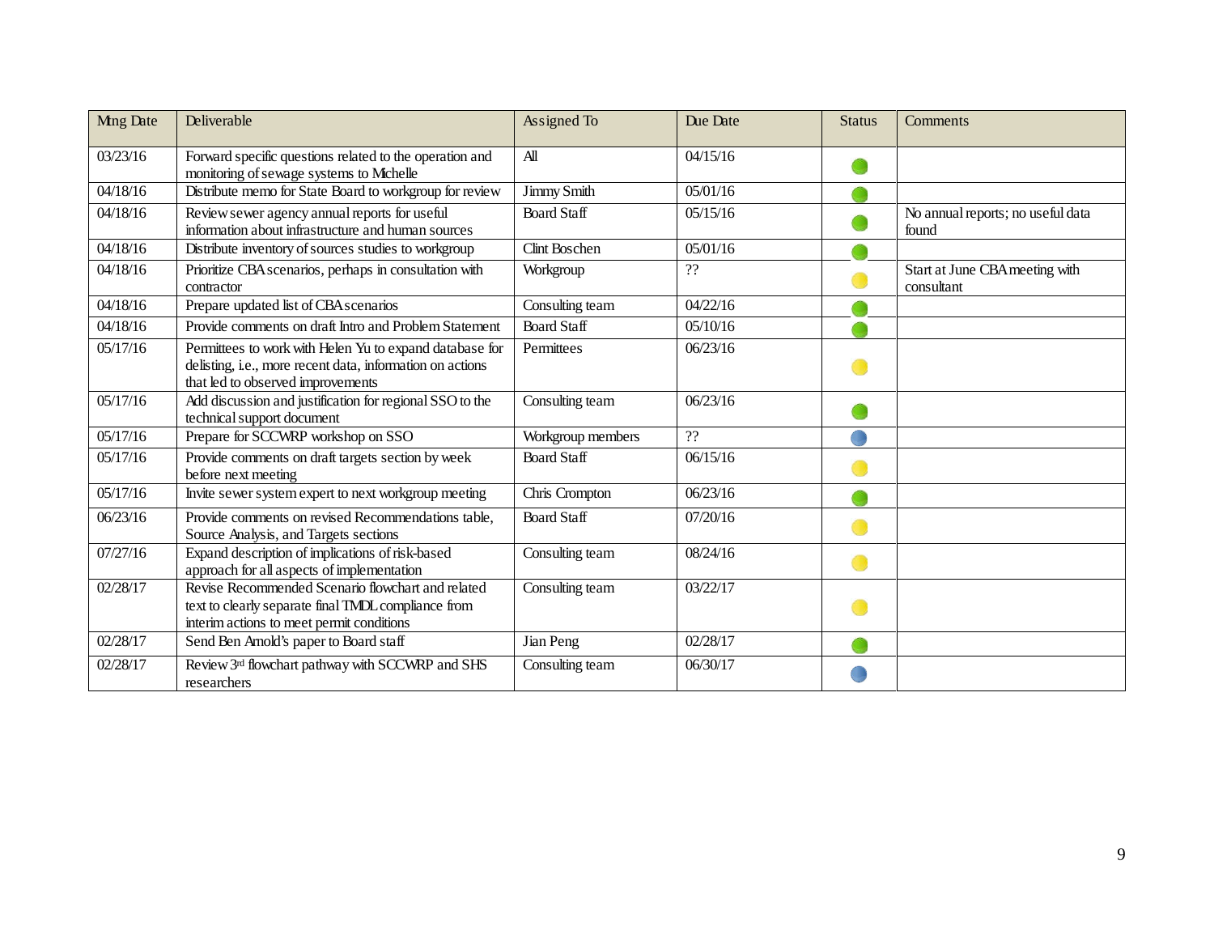| Mtng Date | Deliverable | Assigned To | Due Date | Status | Comments |
|---|---|---|---|---|---|
| 03/23/16 | Forward specific questions related to the operation and monitoring of sewage systems to Michelle | All | 04/15/16 | 🟢 | |
| 04/18/16 | Distribute memo for State Board to workgroup for review | Jimmy Smith | 05/01/16 | 🟢 | |
| 04/18/16 | Review sewer agency annual reports for useful information about infrastructure and human sources | Board Staff | 05/15/16 | 🟢 | No annual reports; no useful data found |
| 04/18/16 | Distribute inventory of sources studies to workgroup | Clint Boschen | 05/01/16 | 🟢 | |
| 04/18/16 | Prioritize CBA scenarios, perhaps in consultation with contractor | Workgroup | ?? | 🟡 | Start at June CBA meeting with consultant |
| 04/18/16 | Prepare updated list of CBA scenarios | Consulting team | 04/22/16 | 🟢 | |
| 04/18/16 | Provide comments on draft Intro and Problem Statement | Board Staff | 05/10/16 | 🟢 | |
| 05/17/16 | Permittees to work with Helen Yu to expand database for delisting, i.e., more recent data, information on actions that led to observed improvements | Permittees | 06/23/16 | 🟡 | |
| 05/17/16 | Add discussion and justification for regional SSO to the technical support document | Consulting team | 06/23/16 | 🟢 | |
| 05/17/16 | Prepare for SCCWRP workshop on SSO | Workgroup members | ?? | 🔵 | |
| 05/17/16 | Provide comments on draft targets section by week before next meeting | Board Staff | 06/15/16 | 🟡 | |
| 05/17/16 | Invite sewer system expert to next workgroup meeting | Chris Crompton | 06/23/16 | 🟢 | |
| 06/23/16 | Provide comments on revised Recommendations table, Source Analysis, and Targets sections | Board Staff | 07/20/16 | 🟡 | |
| 07/27/16 | Expand description of implications of risk-based approach for all aspects of implementation | Consulting team | 08/24/16 | 🟡 | |
| 02/28/17 | Revise Recommended Scenario flowchart and related text to clearly separate final TMDL compliance from interim actions to meet permit conditions | Consulting team | 03/22/17 | 🟡 | |
| 02/28/17 | Send Ben Arnold's paper to Board staff | Jian Peng | 02/28/17 | 🟢 | |
| 02/28/17 | Review 3rd flowchart pathway with SCCWRP and SHS researchers | Consulting team | 06/30/17 | 🔵 | |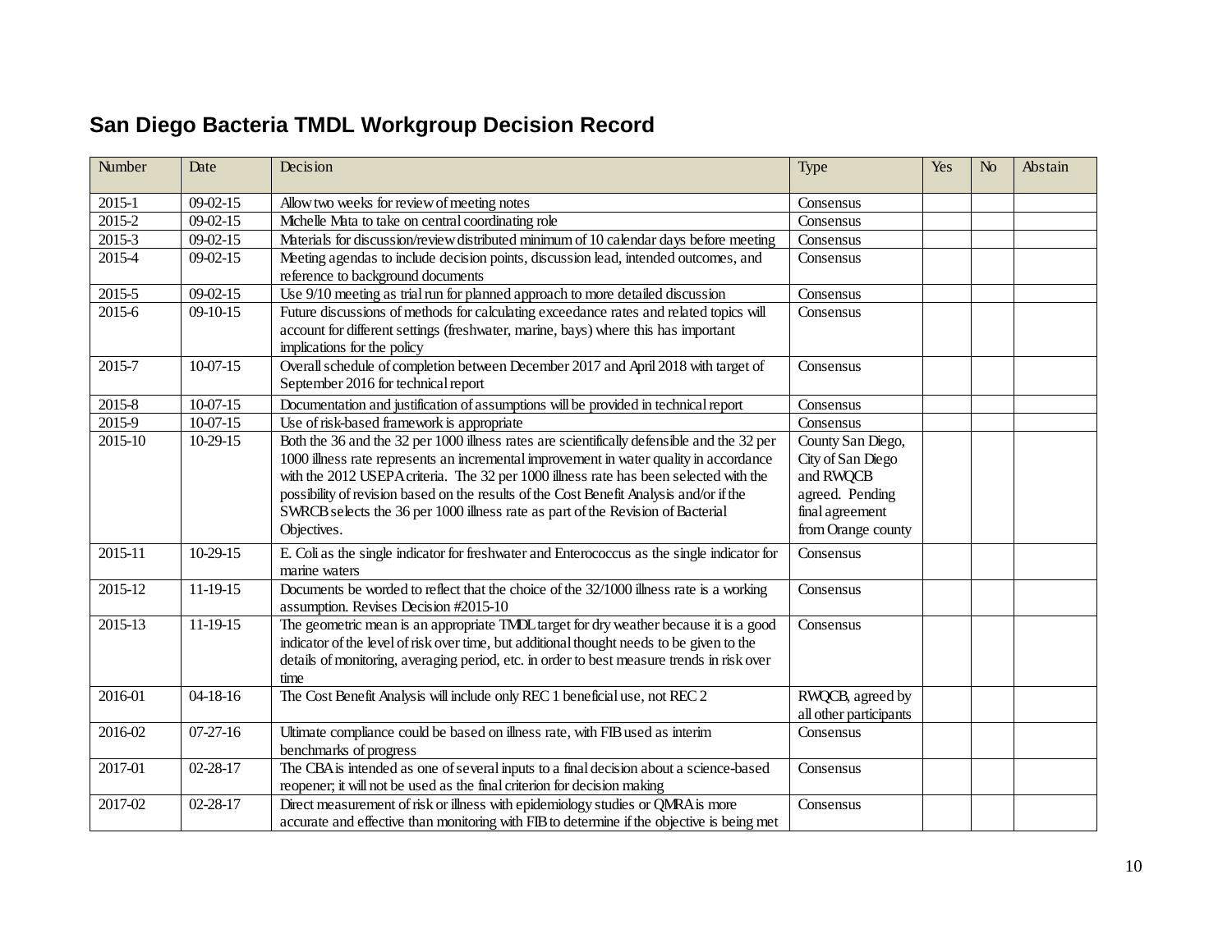## San Diego Bacteria TMDL Workgroup Decision Record

| Number | Date | Decision | Type | Yes | No | Abstain |
|---|---|---|---|---|---|---|
| 2015-1 | 09-02-15 | Allow two weeks for review of meeting notes | Consensus | | | |
| 2015-2 | 09-02-15 | Michelle Mata to take on central coordinating role | Consensus | | | |
| 2015-3 | 09-02-15 | Materials for discussion/review distributed minimum of 10 calendar days before meeting | Consensus | | | |
| 2015-4 | 09-02-15 | Meeting agendas to include decision points, discussion lead, intended outcomes, and reference to background documents | Consensus | | | |
| 2015-5 | 09-02-15 | Use 9/10 meeting as trial run for planned approach to more detailed discussion | Consensus | | | |
| 2015-6 | 09-10-15 | Future discussions of methods for calculating exceedance rates and related topics will account for different settings (freshwater, marine, bays) where this has important implications for the policy | Consensus | | | |
| 2015-7 | 10-07-15 | Overall schedule of completion between December 2017 and April 2018 with target of September 2016 for technical report | Consensus | | | |
| 2015-8 | 10-07-15 | Documentation and justification of assumptions will be provided in technical report | Consensus | | | |
| 2015-9 | 10-07-15 | Use of risk-based framework is appropriate | Consensus | | | |
| 2015-10 | 10-29-15 | Both the 36 and the 32 per 1000 illness rates are scientifically defensible and the 32 per 1000 illness rate represents an incremental improvement in water quality in accordance with the 2012 USEPA criteria. The 32 per 1000 illness rate has been selected with the possibility of revision based on the results of the Cost Benefit Analysis and/or if the SWRCB selects the 36 per 1000 illness rate as part of the Revision of Bacterial Objectives. | County San Diego, City of San Diego and RWQCB agreed. Pending final agreement from Orange county | | | |
| 2015-11 | 10-29-15 | E. Coli as the single indicator for freshwater and Enterococcus as the single indicator for marine waters | Consensus | | | |
| 2015-12 | 11-19-15 | Documents be worded to reflect that the choice of the 32/1000 illness rate is a working assumption. Revises Decision #2015-10 | Consensus | | | |
| 2015-13 | 11-19-15 | The geometric mean is an appropriate TMDL target for dry weather because it is a good indicator of the level of risk over time, but additional thought needs to be given to the details of monitoring, averaging period, etc. in order to best measure trends in risk over time | Consensus | | | |
| 2016-01 | 04-18-16 | The Cost Benefit Analysis will include only REC 1 beneficial use, not REC 2 | RWQCB, agreed by all other participants | | | |
| 2016-02 | 07-27-16 | Ultimate compliance could be based on illness rate, with FIB used as interim benchmarks of progress | Consensus | | | |
| 2017-01 | 02-28-17 | The CBA is intended as one of several inputs to a final decision about a science-based reopener; it will not be used as the final criterion for decision making | Consensus | | | |
| 2017-02 | 02-28-17 | Direct measurement of risk or illness with epidemiology studies or QMRA is more accurate and effective than monitoring with FIB to determine if the objective is being met | Consensus | | | |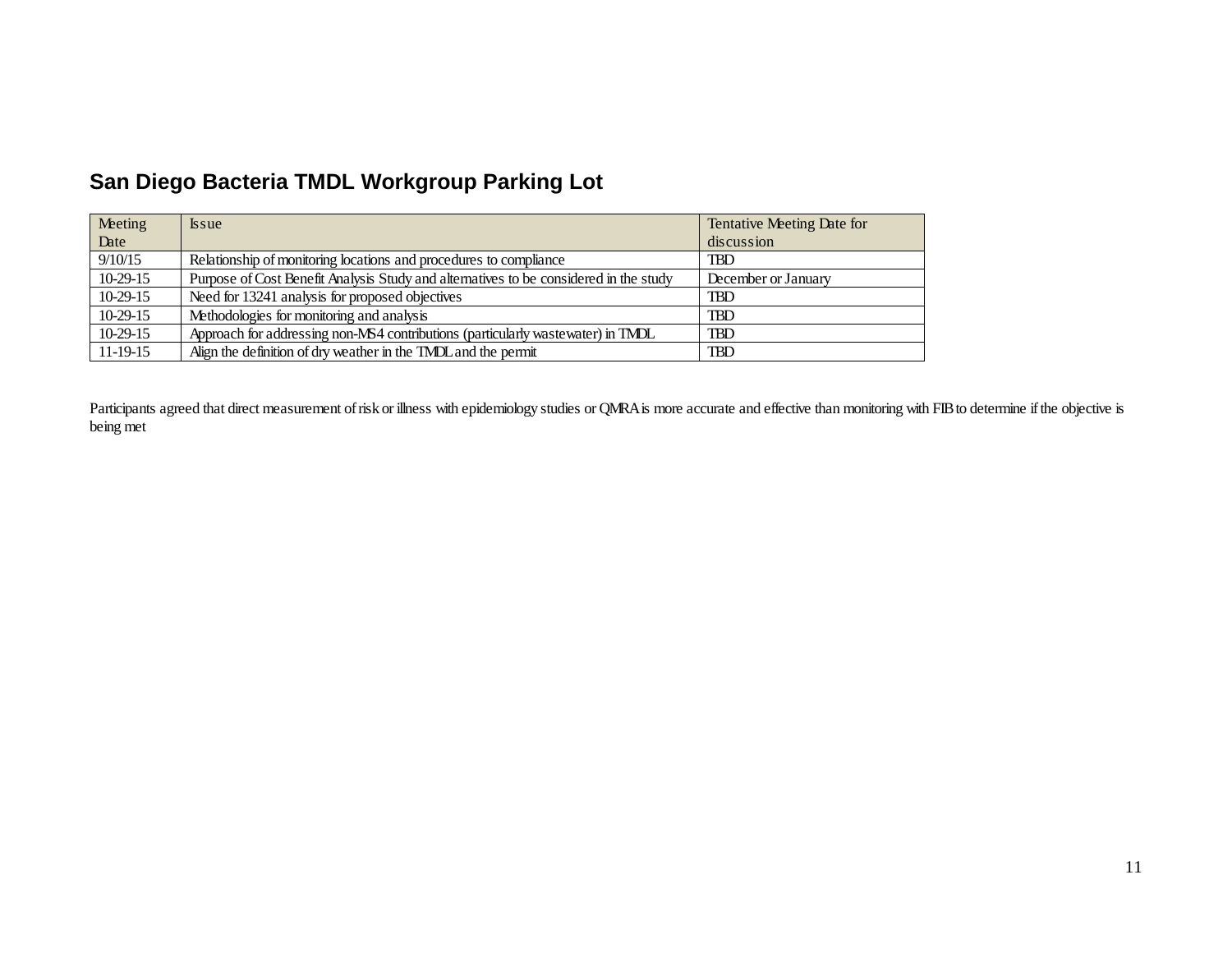## San Diego Bacteria TMDL Workgroup Parking Lot

| Meeting Date | Issue | Tentative Meeting Date for discussion |
|---|---|---|
| 9/10/15 | Relationship of monitoring locations and procedures to compliance | TBD |
| 10-29-15 | Purpose of Cost Benefit Analysis Study and alternatives to be considered in the study | December or January |
| 10-29-15 | Need for 13241 analysis for proposed objectives | TBD |
| 10-29-15 | Methodologies for monitoring and analysis | TBD |
| 10-29-15 | Approach for addressing non-MS4 contributions (particularly wastewater) in TMDL | TBD |
| 11-19-15 | Align the definition of dry weather in the TMDL and the permit | TBD |

Participants agreed that direct measurement of risk or illness with epidemiology studies or QMRA is more accurate and effective than monitoring with FIB to determine if the objective is being met